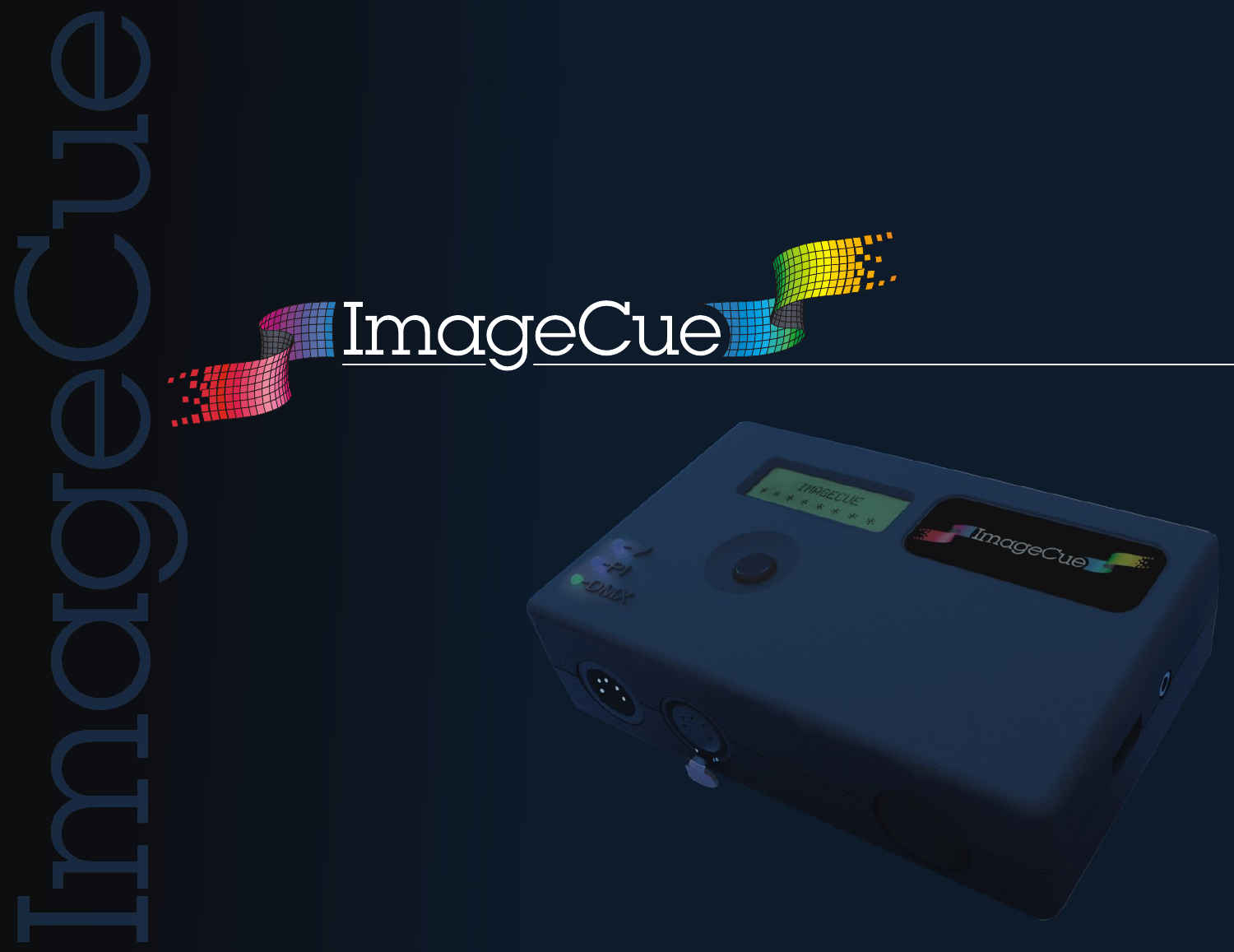# ImageCue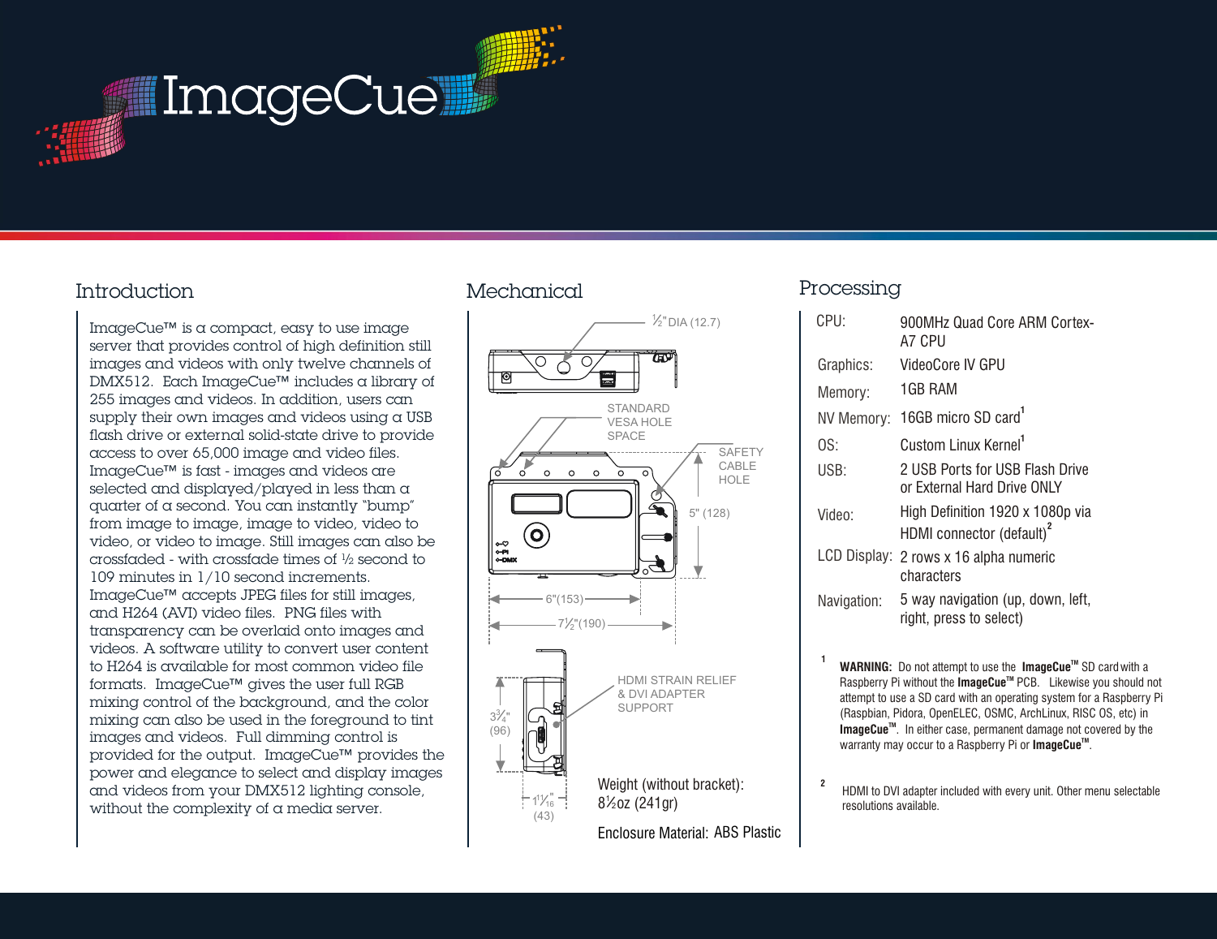# ImageCue

## Introduction

ImageCue™ is a compact, easy to use image server that provides control of high definition still images and videos with only twelve channels of DMX512. Each ImageCue™ includes a library of 255 images and videos. In addition, users can supply their own images and videos using a USB flash drive or external solid-state drive to provide access to over 65,000 image and video files. ImageCue™ is fast - images and videos are selected and displayed/played in less than a quarter of a second. You can instantly "bump" from image to image, image to video, video to video, or video to image. Still images can also be crossfaded - with crossfade times of ½ second to 109 minutes in 1/10 second increments. ImageCue™ accepts JPEG files for still images, and H264 (AVI) video files. PNG files with transparency can be overlaid onto images and videos. A software utility to convert user content to H264 is available for most common video file formats. ImageCue™ gives the user full RGB mixing control of the background, and the color mixing can also be used in the foreground to tint images and videos. Full dimming control is provided for the output. ImageCue™ provides the power and elegance to select and display images and videos from your DMX512 lighting console, without the complexity of a media server.

## Mechanical

½" DIA (12.7)

STANDARD VESA HOLE SPACE

SAFETY CABLE HOLE

5" (128)

6"(153)

7½"(190)

HDMI STRAIN RELIEF & DVI ADAPTER SUPPORT

3¾" (96)

1¹¹⁄₁₆" (43)

Weight (without bracket): 8½oz (241gr)

Enclosure Material: ABS Plastic

## Processing

| | |
|---|---|
| CPU: | 900MHz Quad Core ARM Cortex-A7 CPU |
| Graphics: | VideoCore IV GPU |
| Memory: | 1GB RAM |
| NV Memory: | 16GB micro SD card[1] |
| OS: | Custom Linux Kernel[1] |
| USB: | 2 USB Ports for USB Flash Drive or External Hard Drive ONLY |
| Video: | High Definition 1920 x 1080p via HDMI connector (default)[2] |
| LCD Display: | 2 rows x 16 alpha numeric characters |
| Navigation: | 5 way navigation (up, down, left, right, press to select) |

[1] **WARNING:** Do not attempt to use the **ImageCue™** SD card with a Raspberry Pi without the **ImageCue™** PCB. Likewise you should not attempt to use a SD card with an operating system for a Raspberry Pi (Raspbian, Pidora, OpenELEC, OSMC, ArchLinux, RISC OS, etc) in **ImageCue™**. In either case, permanent damage not covered by the warranty may occur to a Raspberry Pi or **ImageCue™**.

[2] HDMI to DVI adapter included with every unit. Other menu selectable resolutions available.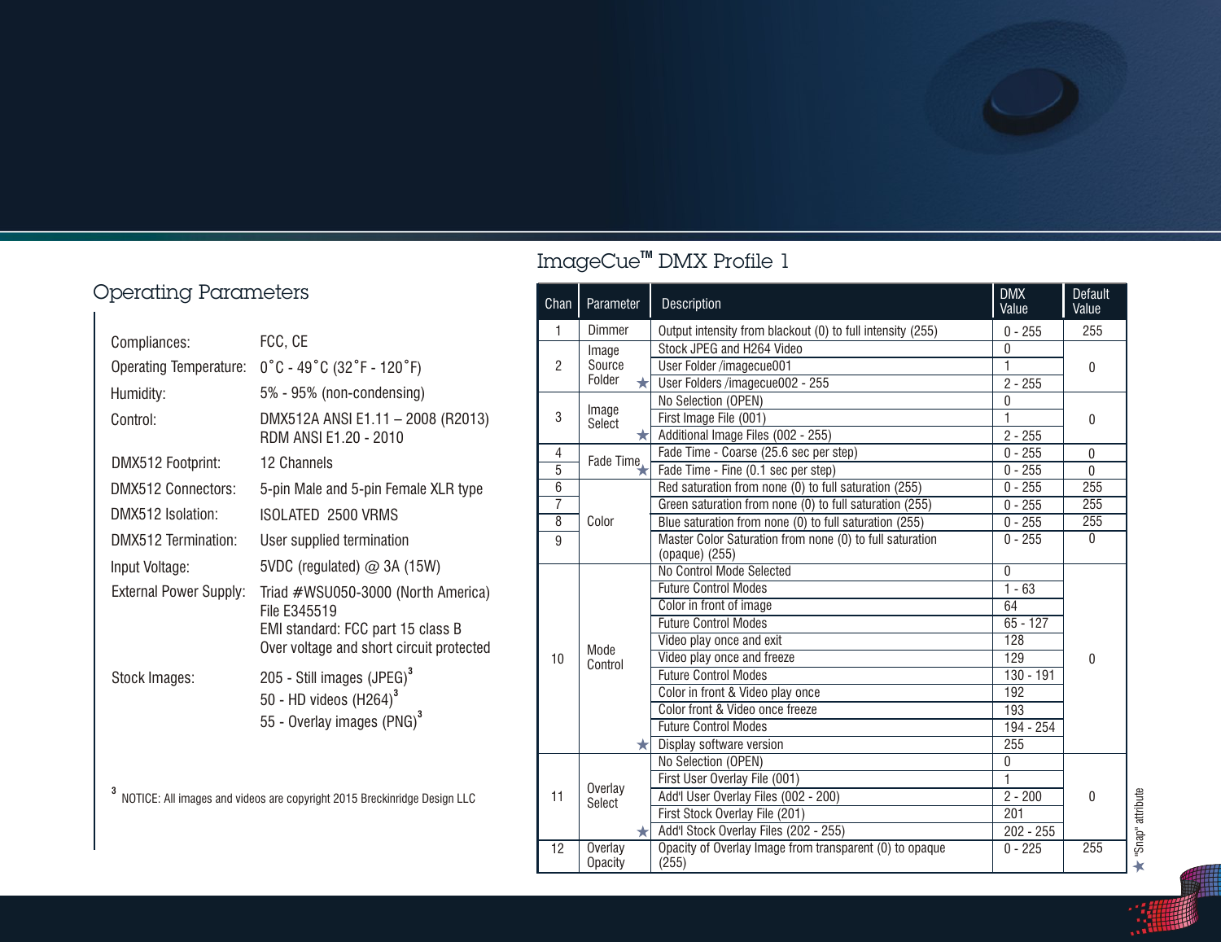## Operating Parameters

| | |
|---|---|
| Compliances: | FCC, CE |
| Operating Temperature: | 0˚C - 49˚C (32˚F - 120˚F) |
| Humidity: | 5% - 95% (non-condensing) |
| Control: | DMX512A ANSI E1.11 – 2008 (R2013)<br>RDM ANSI E1.20 - 2010 |
| DMX512 Footprint: | 12 Channels |
| DMX512 Connectors: | 5-pin Male and 5-pin Female XLR type |
| DMX512 Isolation: | ISOLATED 2500 VRMS |
| DMX512 Termination: | User supplied termination |
| Input Voltage: | 5VDC (regulated) @ 3A (15W) |
| External Power Supply: | Triad #WSU050-3000 (North America)<br>File E345519<br>EMI standard: FCC part 15 class B<br>Over voltage and short circuit protected |
| Stock Images: | 205 - Still images (JPEG)[3]<br>50 - HD videos (H264)[3]<br>55 - Overlay images (PNG)[3] |

[3] NOTICE: All images and videos are copyright 2015 Breckinridge Design LLC

## ImageCue™ DMX Profile 1

| Chan | Parameter | Description | DMX Value | Default Value |
|---|---|---|---|---|
| 1 | Dimmer | Output intensity from blackout (0) to full intensity (255) | 0 - 255 | 255 |
| 2 | Image Source Folder ★ | Stock JPEG and H264 Video | 0 | 0 |
| | | User Folder /imagecue001 | 1 | |
| | | User Folders /imagecue002 - 255 | 2 - 255 | |
| 3 | Image Select ★ | No Selection (OPEN) | 0 | 0 |
| | | First Image File (001) | 1 | |
| | | Additional Image Files (002 - 255) | 2 - 255 | |
| 4 | Fade Time ★ | Fade Time - Coarse (25.6 sec per step) | 0 - 255 | 0 |
| 5 | | Fade Time - Fine (0.1 sec per step) | 0 - 255 | 0 |
| 6 | Color | Red saturation from none (0) to full saturation (255) | 0 - 255 | 255 |
| 7 | | Green saturation from none (0) to full saturation (255) | 0 - 255 | 255 |
| 8 | | Blue saturation from none (0) to full saturation (255) | 0 - 255 | 255 |
| 9 | | Master Color Saturation from none (0) to full saturation (opaque) (255) | 0 - 255 | 0 |
| 10 | Mode Control ★ | No Control Mode Selected | 0 | 0 |
| | | Future Control Modes | 1 - 63 | |
| | | Color in front of image | 64 | |
| | | Future Control Modes | 65 - 127 | |
| | | Video play once and exit | 128 | |
| | | Video play once and freeze | 129 | |
| | | Future Control Modes | 130 - 191 | |
| | | Color in front & Video play once | 192 | |
| | | Color front & Video once freeze | 193 | |
| | | Future Control Modes | 194 - 254 | |
| | | Display software version | 255 | |
| 11 | Overlay Select ★ | No Selection (OPEN) | 0 | 0 |
| | | First User Overlay File (001) | 1 | |
| | | Add'l User Overlay Files (002 - 200) | 2 - 200 | |
| | | First Stock Overlay File (201) | 201 | |
| | | Add'l Stock Overlay Files (202 - 255) | 202 - 255 | |
| 12 | Overlay Opacity | Opacity of Overlay Image from transparent (0) to opaque (255) | 0 - 225 | 255 |

★ "Snap" attribute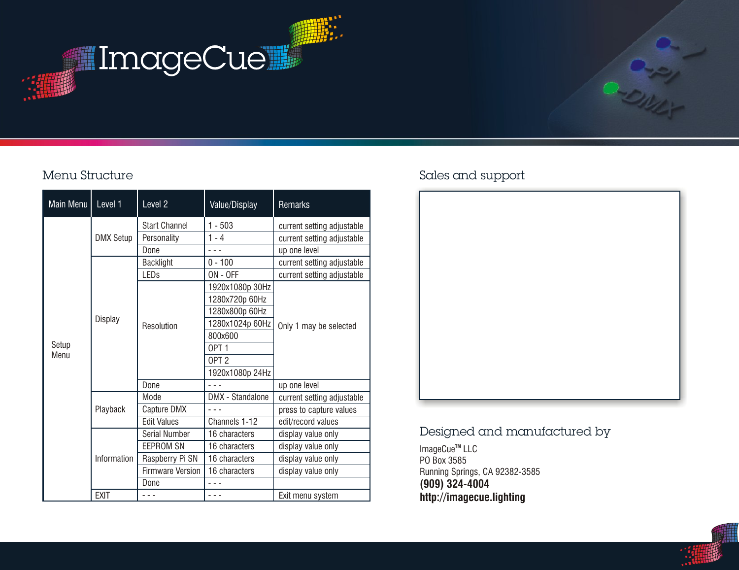## Menu Structure

| Main Menu | Level 1 | Level 2 | Value/Display | Remarks |
|---|---|---|---|---|
| Setup Menu | DMX Setup | Start Channel | 1 - 503 | current setting adjustable |
| | | Personality | 1 - 4 | current setting adjustable |
| | | Done | - - - | up one level |
| | Display | Backlight | 0 - 100 | current setting adjustable |
| | | LEDs | ON - OFF | current setting adjustable |
| | | Resolution | 1920x1080p 30Hz | Only 1 may be selected |
| | | | 1280x720p 60Hz | |
| | | | 1280x800p 60Hz | |
| | | | 1280x1024p 60Hz | |
| | | | 800x600 | |
| | | | OPT 1 | |
| | | | OPT 2 | |
| | | | 1920x1080p 24Hz | |
| | | Done | - - - | up one level |
| | Playback | Mode | DMX - Standalone | current setting adjustable |
| | | Capture DMX | - - - | press to capture values |
| | | Edit Values | Channels 1-12 | edit/record values |
| | Information | Serial Number | 16 characters | display value only |
| | | EEPROM SN | 16 characters | display value only |
| | | Raspberry Pi SN | 16 characters | display value only |
| | | Firmware Version | 16 characters | display value only |
| | | Done | - - - | |
| | EXIT | - - - | - - - | Exit menu system |

## Sales and support

## Designed and manufactured by

ImageCue™ LLC
PO Box 3585
Running Springs, CA 92382-3585
**(909) 324-4004**
**http://imagecue.lighting**